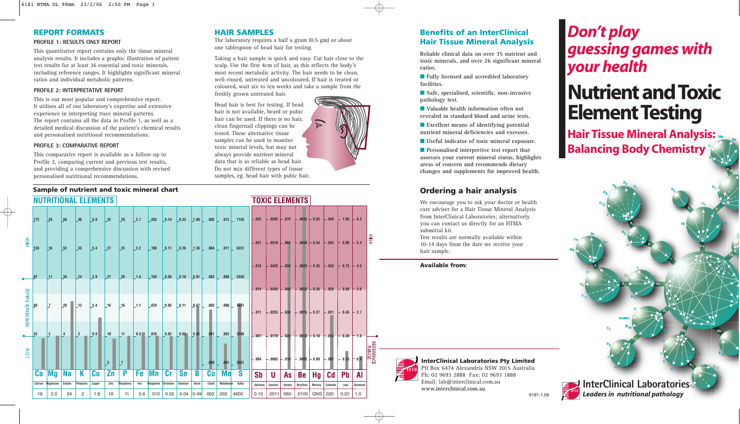## REPORT FORMATS

#### PROFILE 1: RESULTS ONLY REPORT

This quantitative report contains only the tissue mineral analysis results. It includes a graphic illustration of patient test results for at least 36 essential and toxic minerals, including reference ranges. It highlights significant mineral ratios and individual metabolic patterns.

#### PROFILE 2: INTERPRETATIVE REPORT

This is our most popular and comprehensive report. It utilises all of our laboratory's expertise and extensive experience in interpreting trace mineral patterns. The report contains all the data in Profile 1, as well as a detailed medical discussion of the patient's chemical results and personalised nutritional recommendations.

#### PROFILE 3: COMPARATIVE REPORT

This comparative report is available as a follow-up to Profile 2, comparing current and previous test results, and providing a comprehensive discussion with revised personalised nutritional recommendations.

## HAIR SAMPLES

The laboratory requires a half a gram (0.5 gm) or about one tablespoon of head hair for testing.

Taking a hair sample is quick and easy. Cut hair close to the scalp. Use the first 4cm of hair, as this reflects the body's most recent metabolic activity. The hair needs to be clean, well-rinsed, untreated and uncoloured. If hair is treated or coloured, wait six to ten weeks and take a sample from the freshly grown untreated hair.

Head hair is best for testing. If head hair is not available, beard or pubic hair can be used. If there is no hair, clean fingernail clippings can be tested. These alternative tissue samples can be used to monitor toxic mineral levels, but may not always provide nutrient mineral data that is as reliable as head hair. Do not mix different types of tissue samples, eg. head hair with pubic hair.

### Sample of nutrient and toxic mineral chart

**NUTRITIONAL ELEMENTS**

| | Ca | Mg | Na | K | Cu | Zn | P | Fe | Mn | Cr | Se | B | Co | Mo | S |
|---|---|---|---|---|---|---|---|---|---|---|---|---|---|---|---|
| | Calcium | Magnesium | Sodium | Potassium | Copper | Zinc | Phosphorus | Iron | Manganese | Chromium | Selenium | Boron | Cobalt | Molybdenum | Sulfur |
| HIGH | 172 | 20 | 68 | 46 | 6.9 | 32 | 29 | 2.7 | 250 | 0.14 | 0.33 | 1.80 | .005 | .013 | 7126 |
| | 135 | 16 | 52 | 35 | 5.4 | 27 | 25 | 2.2 | 190 | 0.11 | 0.26 | 1.36 | .004 | .011 | 6231 |
| REFERENCE RANGE | 97 | 11 | 36 | 24 | 3.9 | 21 | 20 | 1.6 | 130 | 0.08 | 0.18 | 0.91 | .003 | .008 | 5336 |
| | 60 | 7 | 20 | 13 | 2.4 | 16 | 16 | 1.1 | 070 | 0.05 | 0.11 | 0.47 | .002 | .006 | 4441 |
| | 22 | 2 | 4 | 2 | 0.9 | 10 | 11 | 0.5 | 010 | 0.02 | 0.03 | 0.02 | .001 | .003 | 3546 |
| LOW | | | | | | 5 | 7 | | | | | | .000 | .001 | 2651 |
| Result | 18 | 2.0 | 24 | 2 | 1.8 | 16 | 11 | 0.6 | 010 | 0.02 | 0.04 | 0.49 | .002 | .002 | 4600 |

**TOXIC ELEMENTS**

| | Sb | U | As | Be | Hg | Cd | Pb | Al |
|---|---|---|---|---|---|---|---|---|
| | Antimony | Uranium | Arsenic | Beryllium | Mercury | Cadmium | Lead | Aluminum |
| HIGH | .025 | .0595 | .070 | .0035 | 0.63 | .049 | 1.05 | 6.3 |
| | .021 | .0510 | .060 | .0030 | 0.54 | .042 | 0.90 | 5.4 |
| | .018 | .0425 | .050 | .0025 | 0.45 | .035 | 0.75 | 4.5 |
| | .014 | .0340 | .040 | .0020 | 0.36 | .028 | 0.60 | 3.6 |
| | .011 | .0255 | .030 | .0015 | 0.27 | .021 | 0.45 | 2.7 |
| REFERENCE RANGE | .007 | .0170 | .020 | .0010 | 0.18 | .014 | 0.30 | 1.8 |
| | .004 | .0085 | .010 | .0005 | 0.09 | .007 | 0.15 | 0.9 |
| Result | 0.10 | .0011 | 060 | .0100 | QNS | .020 | 0.20 | 1.0 |

### Benefits of an InterClinical Hair Tissue Mineral Analysis

**Reliable clinical data on over 35 nutrient and toxic minerals, and over 26 significant mineral ratios.**

- **Fully licensed and accredited laboratory facilities.**
- **Safe, specialised, scientific, non-invasive pathology test.**
- **Valuable health information often not revealed in standard blood and urine tests.**
- **Excellent means of identifying potential nutrient mineral deficiencies and excesses.**
- **Useful indicator of toxic mineral exposure.**
- **Personalised interpretive test report that assesses your current mineral status, highlights areas of concern and recommends dietary changes and supplements for improved health.**

### Ordering a hair analysis

We encourage you to ask your doctor or health care adviser for a Hair Tissue Mineral Analysis from InterClinical Laboratories; alternatively you can contact us directly for an HTMA submittal kit.

Test results are normally available within 10-14 days from the date we receive your hair sample.

**Available from:**

**InterClinical Laboratories Pty Limited**
PO Box 6474 Alexandria NSW 2015 Australia
Ph: 02 9693 2888 Fax: 02 9693 1888
Email: lab@interclinical.com.au
**www.interclinical.com.au**

6181.1.06

# *Don't play guessing games with your health*

# Nutrient and Toxic Element Testing

## Hair Tissue Mineral Analysis: Balancing Body Chemistry

**InterClinical Laboratories**
*Leaders in nutritional pathology*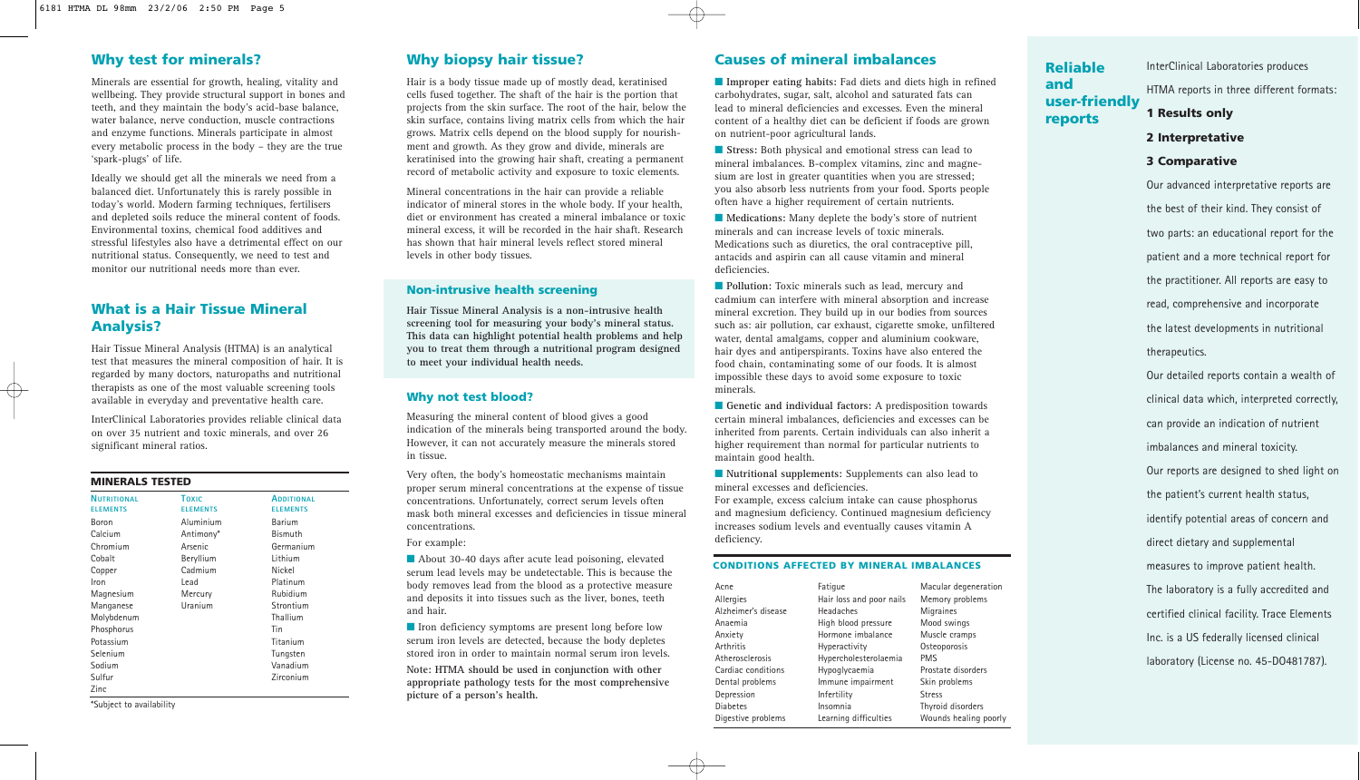## Why test for minerals?

Minerals are essential for growth, healing, vitality and wellbeing. They provide structural support in bones and teeth, and they maintain the body's acid-base balance, water balance, nerve conduction, muscle contractions and enzyme functions. Minerals participate in almost every metabolic process in the body – they are the true 'spark-plugs' of life.

Ideally we should get all the minerals we need from a balanced diet. Unfortunately this is rarely possible in today's world. Modern farming techniques, fertilisers and depleted soils reduce the mineral content of foods. Environmental toxins, chemical food additives and stressful lifestyles also have a detrimental effect on our nutritional status. Consequently, we need to test and monitor our nutritional needs more than ever.

## What is a Hair Tissue Mineral Analysis?

Hair Tissue Mineral Analysis (HTMA) is an analytical test that measures the mineral composition of hair. It is regarded by many doctors, naturopaths and nutritional therapists as one of the most valuable screening tools available in everyday and preventative health care.

InterClinical Laboratories provides reliable clinical data on over 35 nutrient and toxic minerals, and over 26 significant mineral ratios.

### MINERALS TESTED

| Nutritional elements | Toxic elements | Additional elements |
|---|---|---|
| Boron | Aluminium | Barium |
| Calcium | Antimony* | Bismuth |
| Chromium | Arsenic | Germanium |
| Cobalt | Beryllium | Lithium |
| Copper | Cadmium | Nickel |
| Iron | Lead | Platinum |
| Magnesium | Mercury | Rubidium |
| Manganese | Uranium | Strontium |
| Molybdenum | | Thallium |
| Phosphorus | | Tin |
| Potassium | | Titanium |
| Selenium | | Tungsten |
| Sodium | | Vanadium |
| Sulfur | | Zirconium |
| Zinc | | |

*Subject to availability

## Why biopsy hair tissue?

Hair is a body tissue made up of mostly dead, keratinised cells fused together. The shaft of the hair is the portion that projects from the skin surface. The root of the hair, below the skin surface, contains living matrix cells from which the hair grows. Matrix cells depend on the blood supply for nourishment and growth. As they grow and divide, minerals are keratinised into the growing hair shaft, creating a permanent record of metabolic activity and exposure to toxic elements.

Mineral concentrations in the hair can provide a reliable indicator of mineral stores in the whole body. If your health, diet or environment has created a mineral imbalance or toxic mineral excess, it will be recorded in the hair shaft. Research has shown that hair mineral levels reflect stored mineral levels in other body tissues.

### Non-intrusive health screening

**Hair Tissue Mineral Analysis is a non-intrusive health screening tool for measuring your body's mineral status. This data can highlight potential health problems and help you to treat them through a nutritional program designed to meet your individual health needs.**

## Why not test blood?

Measuring the mineral content of blood gives a good indication of the minerals being transported around the body. However, it can not accurately measure the minerals stored in tissue.

Very often, the body's homeostatic mechanisms maintain proper serum mineral concentrations at the expense of tissue concentrations. Unfortunately, correct serum levels often mask both mineral excesses and deficiencies in tissue mineral concentrations.

For example:

- About 30-40 days after acute lead poisoning, elevated serum lead levels may be undetectable. This is because the body removes lead from the blood as a protective measure and deposits it into tissues such as the liver, bones, teeth and hair.
- Iron deficiency symptoms are present long before low serum iron levels are detected, because the body depletes stored iron in order to maintain normal serum iron levels.

**Note: HTMA should be used in conjunction with other appropriate pathology tests for the most comprehensive picture of a person's health.**

## Causes of mineral imbalances

- **Improper eating habits:** Fad diets and diets high in refined carbohydrates, sugar, salt, alcohol and saturated fats can lead to mineral deficiencies and excesses. Even the mineral content of a healthy diet can be deficient if foods are grown on nutrient-poor agricultural lands.
- **Stress:** Both physical and emotional stress can lead to mineral imbalances. B-complex vitamins, zinc and magnesium are lost in greater quantities when you are stressed; you also absorb less nutrients from your food. Sports people often have a higher requirement of certain nutrients.
- **Medications:** Many deplete the body's store of nutrient minerals and can increase levels of toxic minerals. Medications such as diuretics, the oral contraceptive pill, antacids and aspirin can all cause vitamin and mineral deficiencies.
- **Pollution:** Toxic minerals such as lead, mercury and cadmium can interfere with mineral absorption and increase mineral excretion. They build up in our bodies from sources such as: air pollution, car exhaust, cigarette smoke, unfiltered water, dental amalgams, copper and aluminium cookware, hair dyes and antiperspirants. Toxins have also entered the food chain, contaminating some of our foods. It is almost impossible these days to avoid some exposure to toxic minerals.
- **Genetic and individual factors:** A predisposition towards certain mineral imbalances, deficiencies and excesses can be inherited from parents. Certain individuals can also inherit a higher requirement than normal for particular nutrients to maintain good health.
- **Nutritional supplements:** Supplements can also lead to mineral excesses and deficiencies.
  For example, excess calcium intake can cause phosphorus and magnesium deficiency. Continued magnesium deficiency increases sodium levels and eventually causes vitamin A deficiency.

### CONDITIONS AFFECTED BY MINERAL IMBALANCES

| | | |
|---|---|---|
| Acne | Fatigue | Macular degeneration |
| Allergies | Hair loss and poor nails | Memory problems |
| Alzheimer's disease | Headaches | Migraines |
| Anaemia | High blood pressure | Mood swings |
| Anxiety | Hormone imbalance | Muscle cramps |
| Arthritis | Hyperactivity | Osteoporosis |
| Atherosclerosis | Hypercholesterolaemia | PMS |
| Cardiac conditions | Hypoglycaemia | Prostate disorders |
| Dental problems | Immune impairment | Skin problems |
| Depression | Infertility | Stress |
| Diabetes | Insomnia | Thyroid disorders |
| Digestive problems | Learning difficulties | Wounds healing poorly |

## Reliable and user-friendly reports

InterClinical Laboratories produces HTMA reports in three different formats:

**1 Results only**

**2 Interpretative**

**3 Comparative**

Our advanced interpretative reports are the best of their kind. They consist of two parts: an educational report for the patient and a more technical report for the practitioner. All reports are easy to read, comprehensive and incorporate the latest developments in nutritional therapeutics.

Our detailed reports contain a wealth of clinical data which, interpreted correctly, can provide an indication of nutrient imbalances and mineral toxicity.

Our reports are designed to shed light on the patient's current health status, identify potential areas of concern and direct dietary and supplemental measures to improve patient health.

The laboratory is a fully accredited and certified clinical facility. Trace Elements Inc. is a US federally licensed clinical laboratory (License no. 45-DO481787).